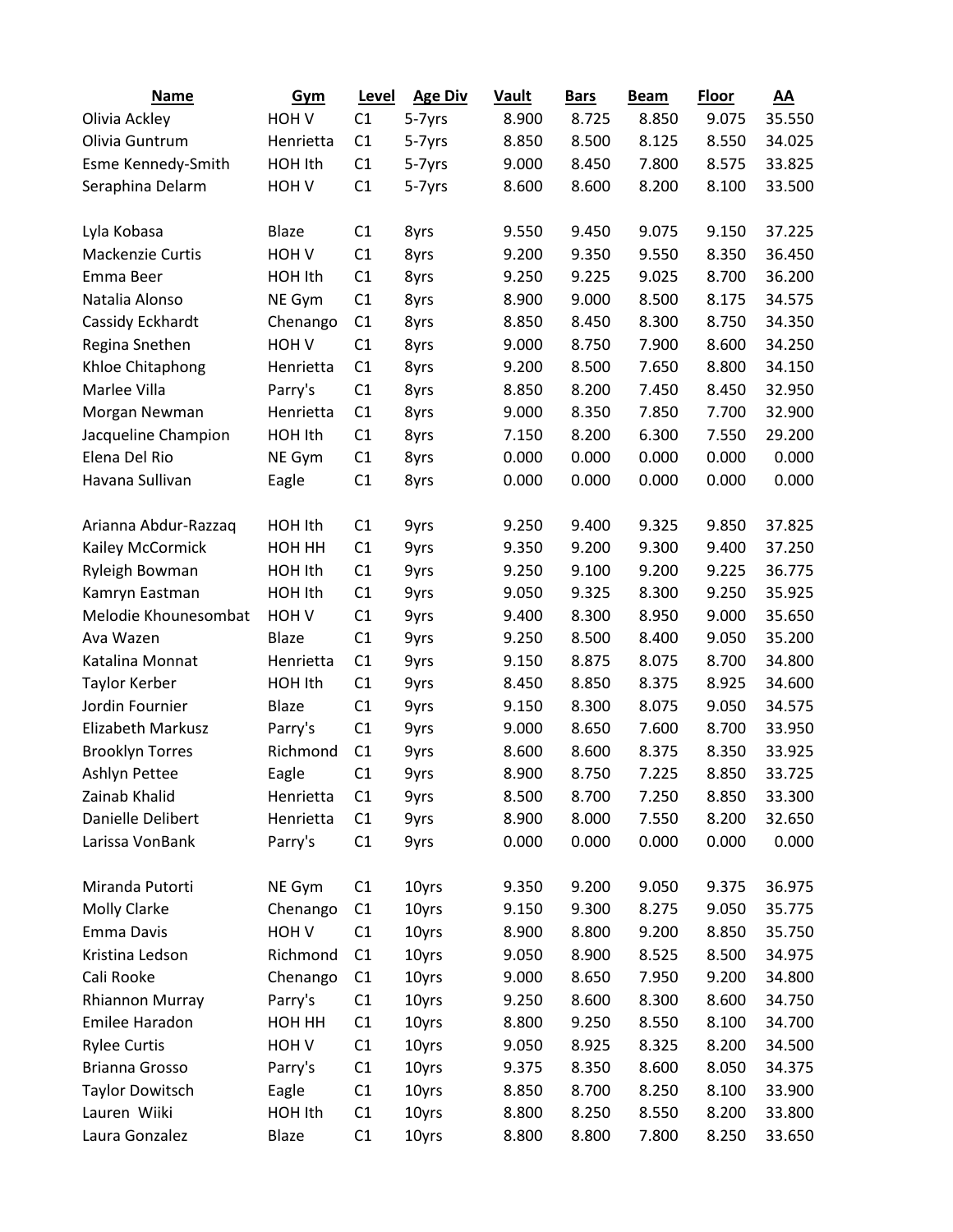| Name | Gym | Level | Age Div | Vault | Bars | Beam | Floor | AA |
|---|---|---|---|---|---|---|---|---|
| Olivia Ackley | HOH V | C1 | 5-7yrs | 8.900 | 8.725 | 8.850 | 9.075 | 35.550 |
| Olivia Guntrum | Henrietta | C1 | 5-7yrs | 8.850 | 8.500 | 8.125 | 8.550 | 34.025 |
| Esme Kennedy-Smith | HOH Ith | C1 | 5-7yrs | 9.000 | 8.450 | 7.800 | 8.575 | 33.825 |
| Seraphina Delarm | HOH V | C1 | 5-7yrs | 8.600 | 8.600 | 8.200 | 8.100 | 33.500 |
| | | | | | | | | |
| Lyla Kobasa | Blaze | C1 | 8yrs | 9.550 | 9.450 | 9.075 | 9.150 | 37.225 |
| Mackenzie Curtis | HOH V | C1 | 8yrs | 9.200 | 9.350 | 9.550 | 8.350 | 36.450 |
| Emma Beer | HOH Ith | C1 | 8yrs | 9.250 | 9.225 | 9.025 | 8.700 | 36.200 |
| Natalia Alonso | NE Gym | C1 | 8yrs | 8.900 | 9.000 | 8.500 | 8.175 | 34.575 |
| Cassidy Eckhardt | Chenango | C1 | 8yrs | 8.850 | 8.450 | 8.300 | 8.750 | 34.350 |
| Regina Snethen | HOH V | C1 | 8yrs | 9.000 | 8.750 | 7.900 | 8.600 | 34.250 |
| Khloe Chitaphong | Henrietta | C1 | 8yrs | 9.200 | 8.500 | 7.650 | 8.800 | 34.150 |
| Marlee Villa | Parry's | C1 | 8yrs | 8.850 | 8.200 | 7.450 | 8.450 | 32.950 |
| Morgan Newman | Henrietta | C1 | 8yrs | 9.000 | 8.350 | 7.850 | 7.700 | 32.900 |
| Jacqueline Champion | HOH Ith | C1 | 8yrs | 7.150 | 8.200 | 6.300 | 7.550 | 29.200 |
| Elena Del Rio | NE Gym | C1 | 8yrs | 0.000 | 0.000 | 0.000 | 0.000 | 0.000 |
| Havana Sullivan | Eagle | C1 | 8yrs | 0.000 | 0.000 | 0.000 | 0.000 | 0.000 |
| | | | | | | | | |
| Arianna Abdur-Razzaq | HOH Ith | C1 | 9yrs | 9.250 | 9.400 | 9.325 | 9.850 | 37.825 |
| Kailey McCormick | HOH HH | C1 | 9yrs | 9.350 | 9.200 | 9.300 | 9.400 | 37.250 |
| Ryleigh Bowman | HOH Ith | C1 | 9yrs | 9.250 | 9.100 | 9.200 | 9.225 | 36.775 |
| Kamryn Eastman | HOH Ith | C1 | 9yrs | 9.050 | 9.325 | 8.300 | 9.250 | 35.925 |
| Melodie Khounesombat | HOH V | C1 | 9yrs | 9.400 | 8.300 | 8.950 | 9.000 | 35.650 |
| Ava Wazen | Blaze | C1 | 9yrs | 9.250 | 8.500 | 8.400 | 9.050 | 35.200 |
| Katalina Monnat | Henrietta | C1 | 9yrs | 9.150 | 8.875 | 8.075 | 8.700 | 34.800 |
| Taylor Kerber | HOH Ith | C1 | 9yrs | 8.450 | 8.850 | 8.375 | 8.925 | 34.600 |
| Jordin Fournier | Blaze | C1 | 9yrs | 9.150 | 8.300 | 8.075 | 9.050 | 34.575 |
| Elizabeth Markusz | Parry's | C1 | 9yrs | 9.000 | 8.650 | 7.600 | 8.700 | 33.950 |
| Brooklyn Torres | Richmond | C1 | 9yrs | 8.600 | 8.600 | 8.375 | 8.350 | 33.925 |
| Ashlyn Pettee | Eagle | C1 | 9yrs | 8.900 | 8.750 | 7.225 | 8.850 | 33.725 |
| Zainab Khalid | Henrietta | C1 | 9yrs | 8.500 | 8.700 | 7.250 | 8.850 | 33.300 |
| Danielle Delibert | Henrietta | C1 | 9yrs | 8.900 | 8.000 | 7.550 | 8.200 | 32.650 |
| Larissa VonBank | Parry's | C1 | 9yrs | 0.000 | 0.000 | 0.000 | 0.000 | 0.000 |
| | | | | | | | | |
| Miranda Putorti | NE Gym | C1 | 10yrs | 9.350 | 9.200 | 9.050 | 9.375 | 36.975 |
| Molly Clarke | Chenango | C1 | 10yrs | 9.150 | 9.300 | 8.275 | 9.050 | 35.775 |
| Emma Davis | HOH V | C1 | 10yrs | 8.900 | 8.800 | 9.200 | 8.850 | 35.750 |
| Kristina Ledson | Richmond | C1 | 10yrs | 9.050 | 8.900 | 8.525 | 8.500 | 34.975 |
| Cali Rooke | Chenango | C1 | 10yrs | 9.000 | 8.650 | 7.950 | 9.200 | 34.800 |
| Rhiannon Murray | Parry's | C1 | 10yrs | 9.250 | 8.600 | 8.300 | 8.600 | 34.750 |
| Emilee Haradon | HOH HH | C1 | 10yrs | 8.800 | 9.250 | 8.550 | 8.100 | 34.700 |
| Rylee Curtis | HOH V | C1 | 10yrs | 9.050 | 8.925 | 8.325 | 8.200 | 34.500 |
| Brianna Grosso | Parry's | C1 | 10yrs | 9.375 | 8.350 | 8.600 | 8.050 | 34.375 |
| Taylor Dowitsch | Eagle | C1 | 10yrs | 8.850 | 8.700 | 8.250 | 8.100 | 33.900 |
| Lauren Wiiki | HOH Ith | C1 | 10yrs | 8.800 | 8.250 | 8.550 | 8.200 | 33.800 |
| Laura Gonzalez | Blaze | C1 | 10yrs | 8.800 | 8.800 | 7.800 | 8.250 | 33.650 |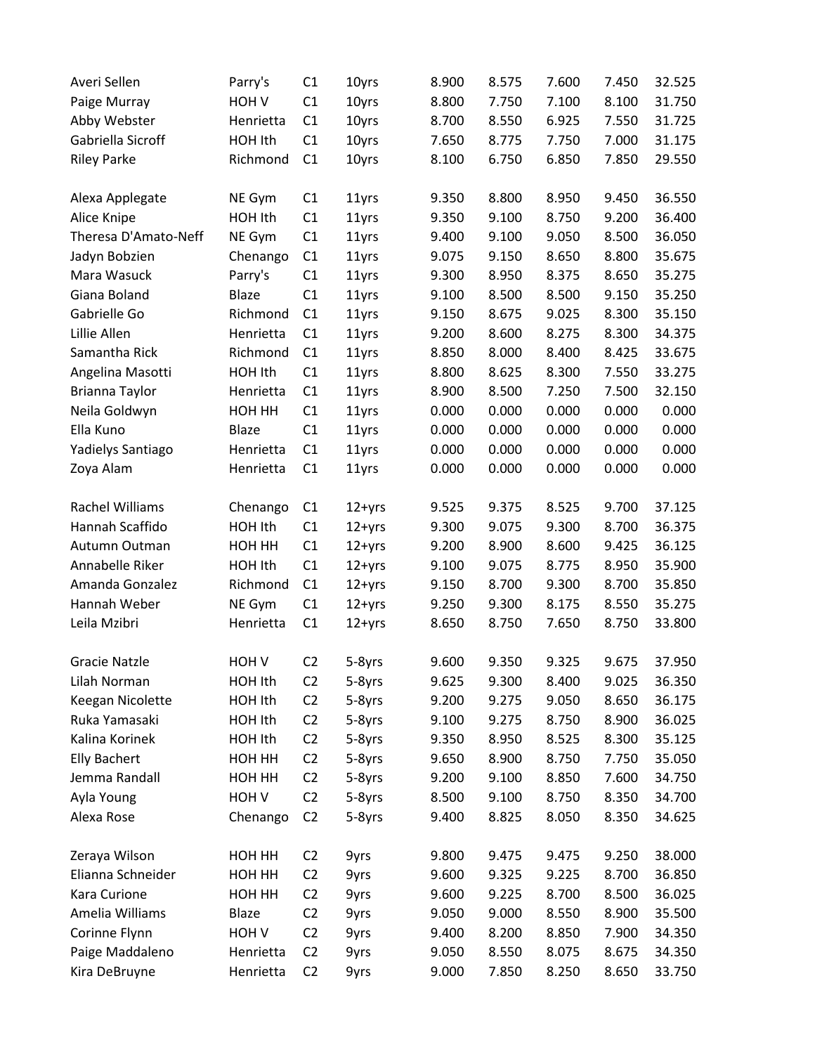| | | | | | | | | |
|---|---|---|---|---|---|---|---|---|
| Averi Sellen | Parry's | C1 | 10yrs | 8.900 | 8.575 | 7.600 | 7.450 | 32.525 |
| Paige Murray | HOH V | C1 | 10yrs | 8.800 | 7.750 | 7.100 | 8.100 | 31.750 |
| Abby Webster | Henrietta | C1 | 10yrs | 8.700 | 8.550 | 6.925 | 7.550 | 31.725 |
| Gabriella Sicroff | HOH Ith | C1 | 10yrs | 7.650 | 8.775 | 7.750 | 7.000 | 31.175 |
| Riley Parke | Richmond | C1 | 10yrs | 8.100 | 6.750 | 6.850 | 7.850 | 29.550 |
| | | | | | | | | |
| Alexa Applegate | NE Gym | C1 | 11yrs | 9.350 | 8.800 | 8.950 | 9.450 | 36.550 |
| Alice Knipe | HOH Ith | C1 | 11yrs | 9.350 | 9.100 | 8.750 | 9.200 | 36.400 |
| Theresa D'Amato-Neff | NE Gym | C1 | 11yrs | 9.400 | 9.100 | 9.050 | 8.500 | 36.050 |
| Jadyn Bobzien | Chenango | C1 | 11yrs | 9.075 | 9.150 | 8.650 | 8.800 | 35.675 |
| Mara Wasuck | Parry's | C1 | 11yrs | 9.300 | 8.950 | 8.375 | 8.650 | 35.275 |
| Giana Boland | Blaze | C1 | 11yrs | 9.100 | 8.500 | 8.500 | 9.150 | 35.250 |
| Gabrielle Go | Richmond | C1 | 11yrs | 9.150 | 8.675 | 9.025 | 8.300 | 35.150 |
| Lillie Allen | Henrietta | C1 | 11yrs | 9.200 | 8.600 | 8.275 | 8.300 | 34.375 |
| Samantha Rick | Richmond | C1 | 11yrs | 8.850 | 8.000 | 8.400 | 8.425 | 33.675 |
| Angelina Masotti | HOH Ith | C1 | 11yrs | 8.800 | 8.625 | 8.300 | 7.550 | 33.275 |
| Brianna Taylor | Henrietta | C1 | 11yrs | 8.900 | 8.500 | 7.250 | 7.500 | 32.150 |
| Neila Goldwyn | HOH HH | C1 | 11yrs | 0.000 | 0.000 | 0.000 | 0.000 | 0.000 |
| Ella Kuno | Blaze | C1 | 11yrs | 0.000 | 0.000 | 0.000 | 0.000 | 0.000 |
| Yadielys Santiago | Henrietta | C1 | 11yrs | 0.000 | 0.000 | 0.000 | 0.000 | 0.000 |
| Zoya Alam | Henrietta | C1 | 11yrs | 0.000 | 0.000 | 0.000 | 0.000 | 0.000 |
| | | | | | | | | |
| Rachel Williams | Chenango | C1 | 12+yrs | 9.525 | 9.375 | 8.525 | 9.700 | 37.125 |
| Hannah Scaffido | HOH Ith | C1 | 12+yrs | 9.300 | 9.075 | 9.300 | 8.700 | 36.375 |
| Autumn Outman | HOH HH | C1 | 12+yrs | 9.200 | 8.900 | 8.600 | 9.425 | 36.125 |
| Annabelle Riker | HOH Ith | C1 | 12+yrs | 9.100 | 9.075 | 8.775 | 8.950 | 35.900 |
| Amanda Gonzalez | Richmond | C1 | 12+yrs | 9.150 | 8.700 | 9.300 | 8.700 | 35.850 |
| Hannah Weber | NE Gym | C1 | 12+yrs | 9.250 | 9.300 | 8.175 | 8.550 | 35.275 |
| Leila Mzibri | Henrietta | C1 | 12+yrs | 8.650 | 8.750 | 7.650 | 8.750 | 33.800 |
| | | | | | | | | |
| Gracie Natzle | HOH V | C2 | 5-8yrs | 9.600 | 9.350 | 9.325 | 9.675 | 37.950 |
| Lilah Norman | HOH Ith | C2 | 5-8yrs | 9.625 | 9.300 | 8.400 | 9.025 | 36.350 |
| Keegan Nicolette | HOH Ith | C2 | 5-8yrs | 9.200 | 9.275 | 9.050 | 8.650 | 36.175 |
| Ruka Yamasaki | HOH Ith | C2 | 5-8yrs | 9.100 | 9.275 | 8.750 | 8.900 | 36.025 |
| Kalina Korinek | HOH Ith | C2 | 5-8yrs | 9.350 | 8.950 | 8.525 | 8.300 | 35.125 |
| Elly Bachert | HOH HH | C2 | 5-8yrs | 9.650 | 8.900 | 8.750 | 7.750 | 35.050 |
| Jemma Randall | HOH HH | C2 | 5-8yrs | 9.200 | 9.100 | 8.850 | 7.600 | 34.750 |
| Ayla Young | HOH V | C2 | 5-8yrs | 8.500 | 9.100 | 8.750 | 8.350 | 34.700 |
| Alexa Rose | Chenango | C2 | 5-8yrs | 9.400 | 8.825 | 8.050 | 8.350 | 34.625 |
| | | | | | | | | |
| Zeraya Wilson | HOH HH | C2 | 9yrs | 9.800 | 9.475 | 9.475 | 9.250 | 38.000 |
| Elianna Schneider | HOH HH | C2 | 9yrs | 9.600 | 9.325 | 9.225 | 8.700 | 36.850 |
| Kara Curione | HOH HH | C2 | 9yrs | 9.600 | 9.225 | 8.700 | 8.500 | 36.025 |
| Amelia Williams | Blaze | C2 | 9yrs | 9.050 | 9.000 | 8.550 | 8.900 | 35.500 |
| Corinne Flynn | HOH V | C2 | 9yrs | 9.400 | 8.200 | 8.850 | 7.900 | 34.350 |
| Paige Maddaleno | Henrietta | C2 | 9yrs | 9.050 | 8.550 | 8.075 | 8.675 | 34.350 |
| Kira DeBruyne | Henrietta | C2 | 9yrs | 9.000 | 7.850 | 8.250 | 8.650 | 33.750 |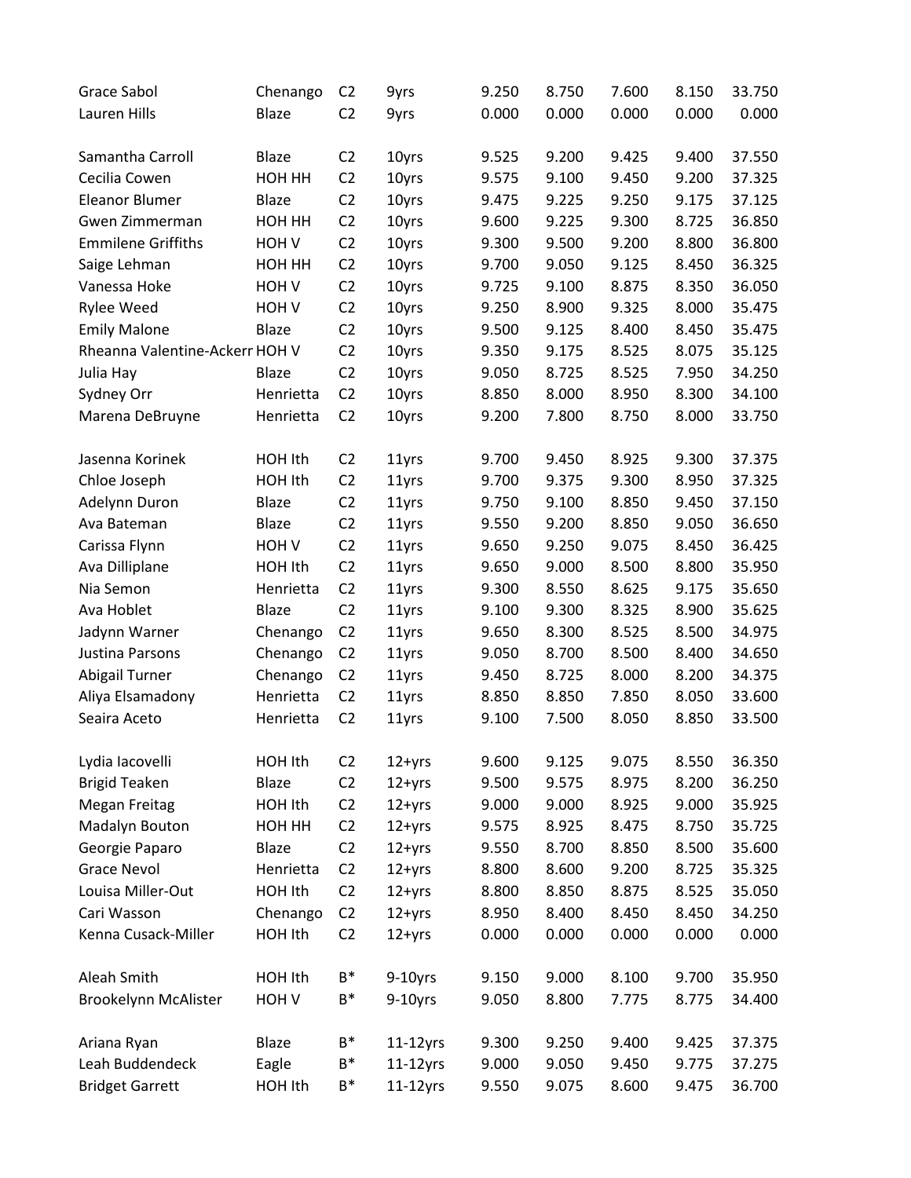| | | | | | | | | |
|---|---|---|---|---|---|---|---|---|
| Grace Sabol | Chenango | C2 | 9yrs | 9.250 | 8.750 | 7.600 | 8.150 | 33.750 |
| Lauren Hills | Blaze | C2 | 9yrs | 0.000 | 0.000 | 0.000 | 0.000 | 0.000 |
| | | | | | | | | |
| Samantha Carroll | Blaze | C2 | 10yrs | 9.525 | 9.200 | 9.425 | 9.400 | 37.550 |
| Cecilia Cowen | HOH HH | C2 | 10yrs | 9.575 | 9.100 | 9.450 | 9.200 | 37.325 |
| Eleanor Blumer | Blaze | C2 | 10yrs | 9.475 | 9.225 | 9.250 | 9.175 | 37.125 |
| Gwen Zimmerman | HOH HH | C2 | 10yrs | 9.600 | 9.225 | 9.300 | 8.725 | 36.850 |
| Emmilene Griffiths | HOH V | C2 | 10yrs | 9.300 | 9.500 | 9.200 | 8.800 | 36.800 |
| Saige Lehman | HOH HH | C2 | 10yrs | 9.700 | 9.050 | 9.125 | 8.450 | 36.325 |
| Vanessa Hoke | HOH V | C2 | 10yrs | 9.725 | 9.100 | 8.875 | 8.350 | 36.050 |
| Rylee Weed | HOH V | C2 | 10yrs | 9.250 | 8.900 | 9.325 | 8.000 | 35.475 |
| Emily Malone | Blaze | C2 | 10yrs | 9.500 | 9.125 | 8.400 | 8.450 | 35.475 |
| Rheanna Valentine-Ackerr | HOH V | C2 | 10yrs | 9.350 | 9.175 | 8.525 | 8.075 | 35.125 |
| Julia Hay | Blaze | C2 | 10yrs | 9.050 | 8.725 | 8.525 | 7.950 | 34.250 |
| Sydney Orr | Henrietta | C2 | 10yrs | 8.850 | 8.000 | 8.950 | 8.300 | 34.100 |
| Marena DeBruyne | Henrietta | C2 | 10yrs | 9.200 | 7.800 | 8.750 | 8.000 | 33.750 |
| | | | | | | | | |
| Jasenna Korinek | HOH Ith | C2 | 11yrs | 9.700 | 9.450 | 8.925 | 9.300 | 37.375 |
| Chloe Joseph | HOH Ith | C2 | 11yrs | 9.700 | 9.375 | 9.300 | 8.950 | 37.325 |
| Adelynn Duron | Blaze | C2 | 11yrs | 9.750 | 9.100 | 8.850 | 9.450 | 37.150 |
| Ava Bateman | Blaze | C2 | 11yrs | 9.550 | 9.200 | 8.850 | 9.050 | 36.650 |
| Carissa Flynn | HOH V | C2 | 11yrs | 9.650 | 9.250 | 9.075 | 8.450 | 36.425 |
| Ava Dilliplane | HOH Ith | C2 | 11yrs | 9.650 | 9.000 | 8.500 | 8.800 | 35.950 |
| Nia Semon | Henrietta | C2 | 11yrs | 9.300 | 8.550 | 8.625 | 9.175 | 35.650 |
| Ava Hoblet | Blaze | C2 | 11yrs | 9.100 | 9.300 | 8.325 | 8.900 | 35.625 |
| Jadynn Warner | Chenango | C2 | 11yrs | 9.650 | 8.300 | 8.525 | 8.500 | 34.975 |
| Justina Parsons | Chenango | C2 | 11yrs | 9.050 | 8.700 | 8.500 | 8.400 | 34.650 |
| Abigail Turner | Chenango | C2 | 11yrs | 9.450 | 8.725 | 8.000 | 8.200 | 34.375 |
| Aliya Elsamadony | Henrietta | C2 | 11yrs | 8.850 | 8.850 | 7.850 | 8.050 | 33.600 |
| Seaira Aceto | Henrietta | C2 | 11yrs | 9.100 | 7.500 | 8.050 | 8.850 | 33.500 |
| | | | | | | | | |
| Lydia Iacovelli | HOH Ith | C2 | 12+yrs | 9.600 | 9.125 | 9.075 | 8.550 | 36.350 |
| Brigid Teaken | Blaze | C2 | 12+yrs | 9.500 | 9.575 | 8.975 | 8.200 | 36.250 |
| Megan Freitag | HOH Ith | C2 | 12+yrs | 9.000 | 9.000 | 8.925 | 9.000 | 35.925 |
| Madalyn Bouton | HOH HH | C2 | 12+yrs | 9.575 | 8.925 | 8.475 | 8.750 | 35.725 |
| Georgie Paparo | Blaze | C2 | 12+yrs | 9.550 | 8.700 | 8.850 | 8.500 | 35.600 |
| Grace Nevol | Henrietta | C2 | 12+yrs | 8.800 | 8.600 | 9.200 | 8.725 | 35.325 |
| Louisa Miller-Out | HOH Ith | C2 | 12+yrs | 8.800 | 8.850 | 8.875 | 8.525 | 35.050 |
| Cari Wasson | Chenango | C2 | 12+yrs | 8.950 | 8.400 | 8.450 | 8.450 | 34.250 |
| Kenna Cusack-Miller | HOH Ith | C2 | 12+yrs | 0.000 | 0.000 | 0.000 | 0.000 | 0.000 |
| | | | | | | | | |
| Aleah Smith | HOH Ith | B* | 9-10yrs | 9.150 | 9.000 | 8.100 | 9.700 | 35.950 |
| Brookelynn McAlister | HOH V | B* | 9-10yrs | 9.050 | 8.800 | 7.775 | 8.775 | 34.400 |
| | | | | | | | | |
| Ariana Ryan | Blaze | B* | 11-12yrs | 9.300 | 9.250 | 9.400 | 9.425 | 37.375 |
| Leah Buddendeck | Eagle | B* | 11-12yrs | 9.000 | 9.050 | 9.450 | 9.775 | 37.275 |
| Bridget Garrett | HOH Ith | B* | 11-12yrs | 9.550 | 9.075 | 8.600 | 9.475 | 36.700 |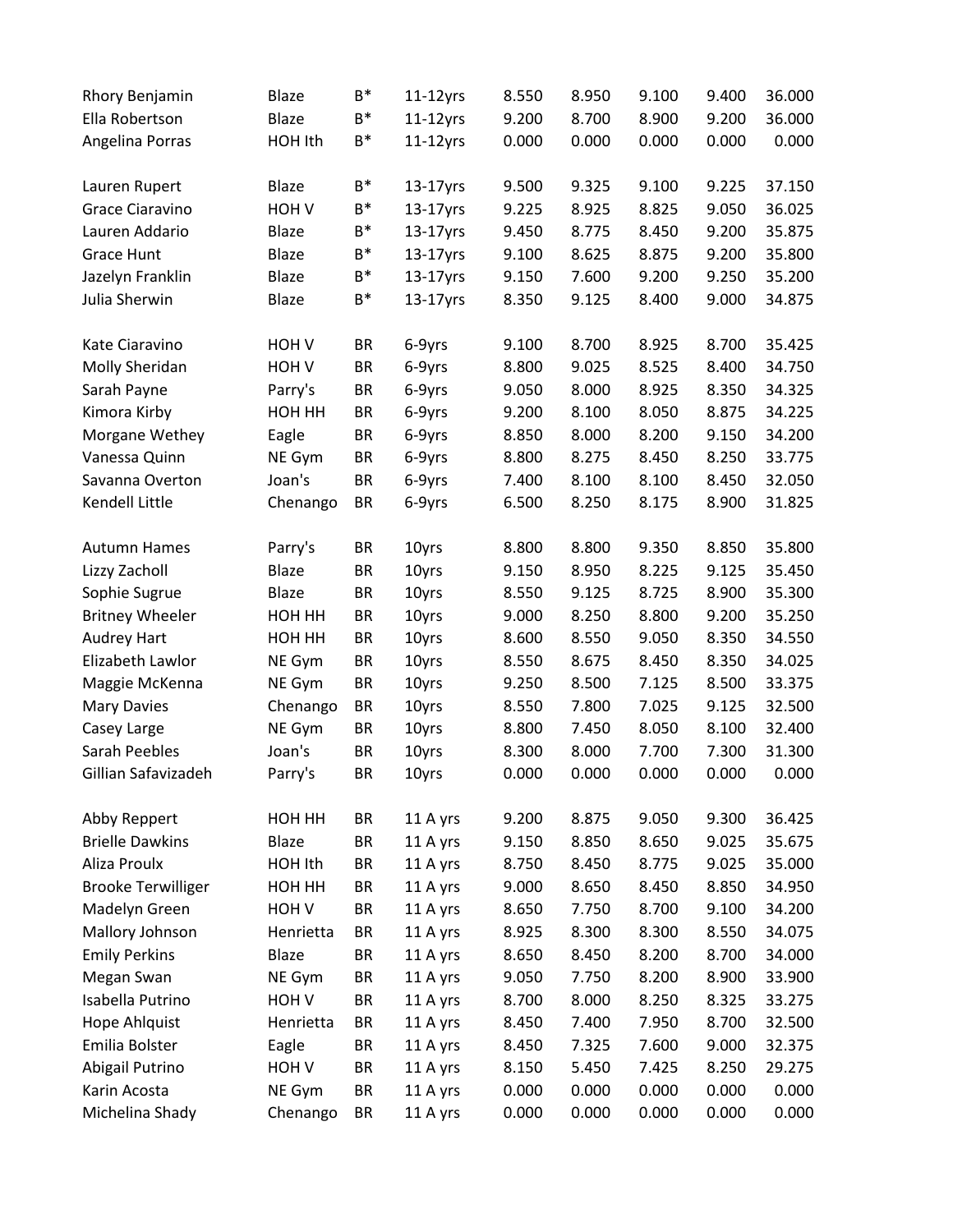| | | | | | | | | |
|---|---|---|---|---|---|---|---|---|
| Rhory Benjamin | Blaze | B* | 11-12yrs | 8.550 | 8.950 | 9.100 | 9.400 | 36.000 |
| Ella Robertson | Blaze | B* | 11-12yrs | 9.200 | 8.700 | 8.900 | 9.200 | 36.000 |
| Angelina Porras | HOH Ith | B* | 11-12yrs | 0.000 | 0.000 | 0.000 | 0.000 | 0.000 |
| | | | | | | | | |
| Lauren Rupert | Blaze | B* | 13-17yrs | 9.500 | 9.325 | 9.100 | 9.225 | 37.150 |
| Grace Ciaravino | HOH V | B* | 13-17yrs | 9.225 | 8.925 | 8.825 | 9.050 | 36.025 |
| Lauren Addario | Blaze | B* | 13-17yrs | 9.450 | 8.775 | 8.450 | 9.200 | 35.875 |
| Grace Hunt | Blaze | B* | 13-17yrs | 9.100 | 8.625 | 8.875 | 9.200 | 35.800 |
| Jazelyn Franklin | Blaze | B* | 13-17yrs | 9.150 | 7.600 | 9.200 | 9.250 | 35.200 |
| Julia Sherwin | Blaze | B* | 13-17yrs | 8.350 | 9.125 | 8.400 | 9.000 | 34.875 |
| | | | | | | | | |
| Kate Ciaravino | HOH V | BR | 6-9yrs | 9.100 | 8.700 | 8.925 | 8.700 | 35.425 |
| Molly Sheridan | HOH V | BR | 6-9yrs | 8.800 | 9.025 | 8.525 | 8.400 | 34.750 |
| Sarah Payne | Parry's | BR | 6-9yrs | 9.050 | 8.000 | 8.925 | 8.350 | 34.325 |
| Kimora Kirby | HOH HH | BR | 6-9yrs | 9.200 | 8.100 | 8.050 | 8.875 | 34.225 |
| Morgane Wethey | Eagle | BR | 6-9yrs | 8.850 | 8.000 | 8.200 | 9.150 | 34.200 |
| Vanessa Quinn | NE Gym | BR | 6-9yrs | 8.800 | 8.275 | 8.450 | 8.250 | 33.775 |
| Savanna Overton | Joan's | BR | 6-9yrs | 7.400 | 8.100 | 8.100 | 8.450 | 32.050 |
| Kendell Little | Chenango | BR | 6-9yrs | 6.500 | 8.250 | 8.175 | 8.900 | 31.825 |
| | | | | | | | | |
| Autumn Hames | Parry's | BR | 10yrs | 8.800 | 8.800 | 9.350 | 8.850 | 35.800 |
| Lizzy Zacholl | Blaze | BR | 10yrs | 9.150 | 8.950 | 8.225 | 9.125 | 35.450 |
| Sophie Sugrue | Blaze | BR | 10yrs | 8.550 | 9.125 | 8.725 | 8.900 | 35.300 |
| Britney Wheeler | HOH HH | BR | 10yrs | 9.000 | 8.250 | 8.800 | 9.200 | 35.250 |
| Audrey Hart | HOH HH | BR | 10yrs | 8.600 | 8.550 | 9.050 | 8.350 | 34.550 |
| Elizabeth Lawlor | NE Gym | BR | 10yrs | 8.550 | 8.675 | 8.450 | 8.350 | 34.025 |
| Maggie McKenna | NE Gym | BR | 10yrs | 9.250 | 8.500 | 7.125 | 8.500 | 33.375 |
| Mary Davies | Chenango | BR | 10yrs | 8.550 | 7.800 | 7.025 | 9.125 | 32.500 |
| Casey Large | NE Gym | BR | 10yrs | 8.800 | 7.450 | 8.050 | 8.100 | 32.400 |
| Sarah Peebles | Joan's | BR | 10yrs | 8.300 | 8.000 | 7.700 | 7.300 | 31.300 |
| Gillian Safavizadeh | Parry's | BR | 10yrs | 0.000 | 0.000 | 0.000 | 0.000 | 0.000 |
| | | | | | | | | |
| Abby Reppert | HOH HH | BR | 11 A yrs | 9.200 | 8.875 | 9.050 | 9.300 | 36.425 |
| Brielle Dawkins | Blaze | BR | 11 A yrs | 9.150 | 8.850 | 8.650 | 9.025 | 35.675 |
| Aliza Proulx | HOH Ith | BR | 11 A yrs | 8.750 | 8.450 | 8.775 | 9.025 | 35.000 |
| Brooke Terwilliger | HOH HH | BR | 11 A yrs | 9.000 | 8.650 | 8.450 | 8.850 | 34.950 |
| Madelyn Green | HOH V | BR | 11 A yrs | 8.650 | 7.750 | 8.700 | 9.100 | 34.200 |
| Mallory Johnson | Henrietta | BR | 11 A yrs | 8.925 | 8.300 | 8.300 | 8.550 | 34.075 |
| Emily Perkins | Blaze | BR | 11 A yrs | 8.650 | 8.450 | 8.200 | 8.700 | 34.000 |
| Megan Swan | NE Gym | BR | 11 A yrs | 9.050 | 7.750 | 8.200 | 8.900 | 33.900 |
| Isabella Putrino | HOH V | BR | 11 A yrs | 8.700 | 8.000 | 8.250 | 8.325 | 33.275 |
| Hope Ahlquist | Henrietta | BR | 11 A yrs | 8.450 | 7.400 | 7.950 | 8.700 | 32.500 |
| Emilia Bolster | Eagle | BR | 11 A yrs | 8.450 | 7.325 | 7.600 | 9.000 | 32.375 |
| Abigail Putrino | HOH V | BR | 11 A yrs | 8.150 | 5.450 | 7.425 | 8.250 | 29.275 |
| Karin Acosta | NE Gym | BR | 11 A yrs | 0.000 | 0.000 | 0.000 | 0.000 | 0.000 |
| Michelina Shady | Chenango | BR | 11 A yrs | 0.000 | 0.000 | 0.000 | 0.000 | 0.000 |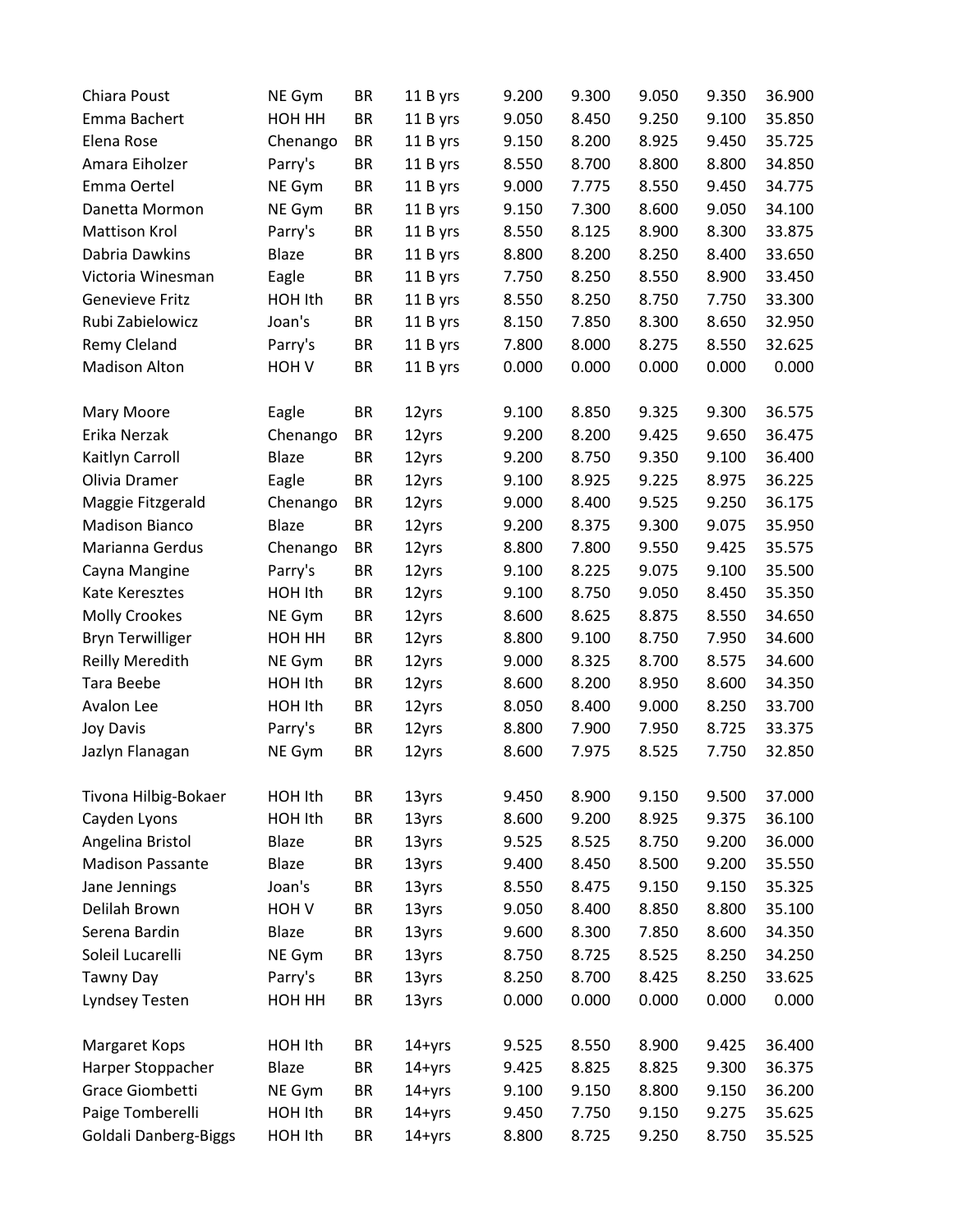| | | | | | | | | |
|---|---|---|---|---|---|---|---|---|
| Chiara Poust | NE Gym | BR | 11 B yrs | 9.200 | 9.300 | 9.050 | 9.350 | 36.900 |
| Emma Bachert | HOH HH | BR | 11 B yrs | 9.050 | 8.450 | 9.250 | 9.100 | 35.850 |
| Elena Rose | Chenango | BR | 11 B yrs | 9.150 | 8.200 | 8.925 | 9.450 | 35.725 |
| Amara Eiholzer | Parry's | BR | 11 B yrs | 8.550 | 8.700 | 8.800 | 8.800 | 34.850 |
| Emma Oertel | NE Gym | BR | 11 B yrs | 9.000 | 7.775 | 8.550 | 9.450 | 34.775 |
| Danetta Mormon | NE Gym | BR | 11 B yrs | 9.150 | 7.300 | 8.600 | 9.050 | 34.100 |
| Mattison Krol | Parry's | BR | 11 B yrs | 8.550 | 8.125 | 8.900 | 8.300 | 33.875 |
| Dabria Dawkins | Blaze | BR | 11 B yrs | 8.800 | 8.200 | 8.250 | 8.400 | 33.650 |
| Victoria Winesman | Eagle | BR | 11 B yrs | 7.750 | 8.250 | 8.550 | 8.900 | 33.450 |
| Genevieve Fritz | HOH Ith | BR | 11 B yrs | 8.550 | 8.250 | 8.750 | 7.750 | 33.300 |
| Rubi Zabielowicz | Joan's | BR | 11 B yrs | 8.150 | 7.850 | 8.300 | 8.650 | 32.950 |
| Remy Cleland | Parry's | BR | 11 B yrs | 7.800 | 8.000 | 8.275 | 8.550 | 32.625 |
| Madison Alton | HOH V | BR | 11 B yrs | 0.000 | 0.000 | 0.000 | 0.000 | 0.000 |
| | | | | | | | | |
| Mary Moore | Eagle | BR | 12yrs | 9.100 | 8.850 | 9.325 | 9.300 | 36.575 |
| Erika Nerzak | Chenango | BR | 12yrs | 9.200 | 8.200 | 9.425 | 9.650 | 36.475 |
| Kaitlyn Carroll | Blaze | BR | 12yrs | 9.200 | 8.750 | 9.350 | 9.100 | 36.400 |
| Olivia Dramer | Eagle | BR | 12yrs | 9.100 | 8.925 | 9.225 | 8.975 | 36.225 |
| Maggie Fitzgerald | Chenango | BR | 12yrs | 9.000 | 8.400 | 9.525 | 9.250 | 36.175 |
| Madison Bianco | Blaze | BR | 12yrs | 9.200 | 8.375 | 9.300 | 9.075 | 35.950 |
| Marianna Gerdus | Chenango | BR | 12yrs | 8.800 | 7.800 | 9.550 | 9.425 | 35.575 |
| Cayna Mangine | Parry's | BR | 12yrs | 9.100 | 8.225 | 9.075 | 9.100 | 35.500 |
| Kate Keresztes | HOH Ith | BR | 12yrs | 9.100 | 8.750 | 9.050 | 8.450 | 35.350 |
| Molly Crookes | NE Gym | BR | 12yrs | 8.600 | 8.625 | 8.875 | 8.550 | 34.650 |
| Bryn Terwilliger | HOH HH | BR | 12yrs | 8.800 | 9.100 | 8.750 | 7.950 | 34.600 |
| Reilly Meredith | NE Gym | BR | 12yrs | 9.000 | 8.325 | 8.700 | 8.575 | 34.600 |
| Tara Beebe | HOH Ith | BR | 12yrs | 8.600 | 8.200 | 8.950 | 8.600 | 34.350 |
| Avalon Lee | HOH Ith | BR | 12yrs | 8.050 | 8.400 | 9.000 | 8.250 | 33.700 |
| Joy Davis | Parry's | BR | 12yrs | 8.800 | 7.900 | 7.950 | 8.725 | 33.375 |
| Jazlyn Flanagan | NE Gym | BR | 12yrs | 8.600 | 7.975 | 8.525 | 7.750 | 32.850 |
| | | | | | | | | |
| Tivona Hilbig-Bokaer | HOH Ith | BR | 13yrs | 9.450 | 8.900 | 9.150 | 9.500 | 37.000 |
| Cayden Lyons | HOH Ith | BR | 13yrs | 8.600 | 9.200 | 8.925 | 9.375 | 36.100 |
| Angelina Bristol | Blaze | BR | 13yrs | 9.525 | 8.525 | 8.750 | 9.200 | 36.000 |
| Madison Passante | Blaze | BR | 13yrs | 9.400 | 8.450 | 8.500 | 9.200 | 35.550 |
| Jane Jennings | Joan's | BR | 13yrs | 8.550 | 8.475 | 9.150 | 9.150 | 35.325 |
| Delilah Brown | HOH V | BR | 13yrs | 9.050 | 8.400 | 8.850 | 8.800 | 35.100 |
| Serena Bardin | Blaze | BR | 13yrs | 9.600 | 8.300 | 7.850 | 8.600 | 34.350 |
| Soleil Lucarelli | NE Gym | BR | 13yrs | 8.750 | 8.725 | 8.525 | 8.250 | 34.250 |
| Tawny Day | Parry's | BR | 13yrs | 8.250 | 8.700 | 8.425 | 8.250 | 33.625 |
| Lyndsey Testen | HOH HH | BR | 13yrs | 0.000 | 0.000 | 0.000 | 0.000 | 0.000 |
| | | | | | | | | |
| Margaret Kops | HOH Ith | BR | 14+yrs | 9.525 | 8.550 | 8.900 | 9.425 | 36.400 |
| Harper Stoppacher | Blaze | BR | 14+yrs | 9.425 | 8.825 | 8.825 | 9.300 | 36.375 |
| Grace Giombetti | NE Gym | BR | 14+yrs | 9.100 | 9.150 | 8.800 | 9.150 | 36.200 |
| Paige Tomberelli | HOH Ith | BR | 14+yrs | 9.450 | 7.750 | 9.150 | 9.275 | 35.625 |
| Goldali Danberg-Biggs | HOH Ith | BR | 14+yrs | 8.800 | 8.725 | 9.250 | 8.750 | 35.525 |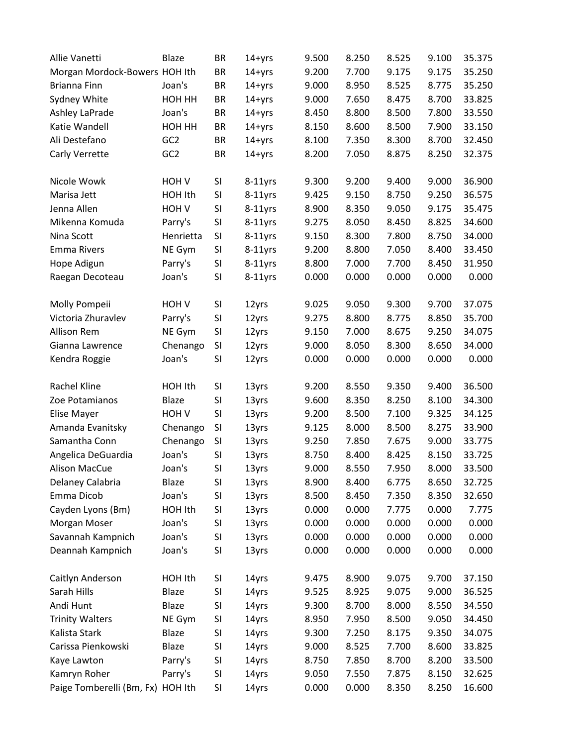| | | | | | | | | |
|---|---|---|---|---|---|---|---|---|
| Allie Vanetti | Blaze | BR | 14+yrs | 9.500 | 8.250 | 8.525 | 9.100 | 35.375 |
| Morgan Mordock-Bowers | HOH Ith | BR | 14+yrs | 9.200 | 7.700 | 9.175 | 9.175 | 35.250 |
| Brianna Finn | Joan's | BR | 14+yrs | 9.000 | 8.950 | 8.525 | 8.775 | 35.250 |
| Sydney White | HOH HH | BR | 14+yrs | 9.000 | 7.650 | 8.475 | 8.700 | 33.825 |
| Ashley LaPrade | Joan's | BR | 14+yrs | 8.450 | 8.800 | 8.500 | 7.800 | 33.550 |
| Katie Wandell | HOH HH | BR | 14+yrs | 8.150 | 8.600 | 8.500 | 7.900 | 33.150 |
| Ali Destefano | GC2 | BR | 14+yrs | 8.100 | 7.350 | 8.300 | 8.700 | 32.450 |
| Carly Verrette | GC2 | BR | 14+yrs | 8.200 | 7.050 | 8.875 | 8.250 | 32.375 |
| | | | | | | | | |
| Nicole Wowk | HOH V | SI | 8-11yrs | 9.300 | 9.200 | 9.400 | 9.000 | 36.900 |
| Marisa Jett | HOH Ith | SI | 8-11yrs | 9.425 | 9.150 | 8.750 | 9.250 | 36.575 |
| Jenna Allen | HOH V | SI | 8-11yrs | 8.900 | 8.350 | 9.050 | 9.175 | 35.475 |
| Mikenna Komuda | Parry's | SI | 8-11yrs | 9.275 | 8.050 | 8.450 | 8.825 | 34.600 |
| Nina Scott | Henrietta | SI | 8-11yrs | 9.150 | 8.300 | 7.800 | 8.750 | 34.000 |
| Emma Rivers | NE Gym | SI | 8-11yrs | 9.200 | 8.800 | 7.050 | 8.400 | 33.450 |
| Hope Adigun | Parry's | SI | 8-11yrs | 8.800 | 7.000 | 7.700 | 8.450 | 31.950 |
| Raegan Decoteau | Joan's | SI | 8-11yrs | 0.000 | 0.000 | 0.000 | 0.000 | 0.000 |
| | | | | | | | | |
| Molly Pompeii | HOH V | SI | 12yrs | 9.025 | 9.050 | 9.300 | 9.700 | 37.075 |
| Victoria Zhuravlev | Parry's | SI | 12yrs | 9.275 | 8.800 | 8.775 | 8.850 | 35.700 |
| Allison Rem | NE Gym | SI | 12yrs | 9.150 | 7.000 | 8.675 | 9.250 | 34.075 |
| Gianna Lawrence | Chenango | SI | 12yrs | 9.000 | 8.050 | 8.300 | 8.650 | 34.000 |
| Kendra Roggie | Joan's | SI | 12yrs | 0.000 | 0.000 | 0.000 | 0.000 | 0.000 |
| | | | | | | | | |
| Rachel Kline | HOH Ith | SI | 13yrs | 9.200 | 8.550 | 9.350 | 9.400 | 36.500 |
| Zoe Potamianos | Blaze | SI | 13yrs | 9.600 | 8.350 | 8.250 | 8.100 | 34.300 |
| Elise Mayer | HOH V | SI | 13yrs | 9.200 | 8.500 | 7.100 | 9.325 | 34.125 |
| Amanda Evanitsky | Chenango | SI | 13yrs | 9.125 | 8.000 | 8.500 | 8.275 | 33.900 |
| Samantha Conn | Chenango | SI | 13yrs | 9.250 | 7.850 | 7.675 | 9.000 | 33.775 |
| Angelica DeGuardia | Joan's | SI | 13yrs | 8.750 | 8.400 | 8.425 | 8.150 | 33.725 |
| Alison MacCue | Joan's | SI | 13yrs | 9.000 | 8.550 | 7.950 | 8.000 | 33.500 |
| Delaney Calabria | Blaze | SI | 13yrs | 8.900 | 8.400 | 6.775 | 8.650 | 32.725 |
| Emma Dicob | Joan's | SI | 13yrs | 8.500 | 8.450 | 7.350 | 8.350 | 32.650 |
| Cayden Lyons (Bm) | HOH Ith | SI | 13yrs | 0.000 | 0.000 | 7.775 | 0.000 | 7.775 |
| Morgan Moser | Joan's | SI | 13yrs | 0.000 | 0.000 | 0.000 | 0.000 | 0.000 |
| Savannah Kampnich | Joan's | SI | 13yrs | 0.000 | 0.000 | 0.000 | 0.000 | 0.000 |
| Deannah Kampnich | Joan's | SI | 13yrs | 0.000 | 0.000 | 0.000 | 0.000 | 0.000 |
| | | | | | | | | |
| Caitlyn Anderson | HOH Ith | SI | 14yrs | 9.475 | 8.900 | 9.075 | 9.700 | 37.150 |
| Sarah Hills | Blaze | SI | 14yrs | 9.525 | 8.925 | 9.075 | 9.000 | 36.525 |
| Andi Hunt | Blaze | SI | 14yrs | 9.300 | 8.700 | 8.000 | 8.550 | 34.550 |
| Trinity Walters | NE Gym | SI | 14yrs | 8.950 | 7.950 | 8.500 | 9.050 | 34.450 |
| Kalista Stark | Blaze | SI | 14yrs | 9.300 | 7.250 | 8.175 | 9.350 | 34.075 |
| Carissa Pienkowski | Blaze | SI | 14yrs | 9.000 | 8.525 | 7.700 | 8.600 | 33.825 |
| Kaye Lawton | Parry's | SI | 14yrs | 8.750 | 7.850 | 8.700 | 8.200 | 33.500 |
| Kamryn Roher | Parry's | SI | 14yrs | 9.050 | 7.550 | 7.875 | 8.150 | 32.625 |
| Paige Tomberelli (Bm, Fx) | HOH Ith | SI | 14yrs | 0.000 | 0.000 | 8.350 | 8.250 | 16.600 |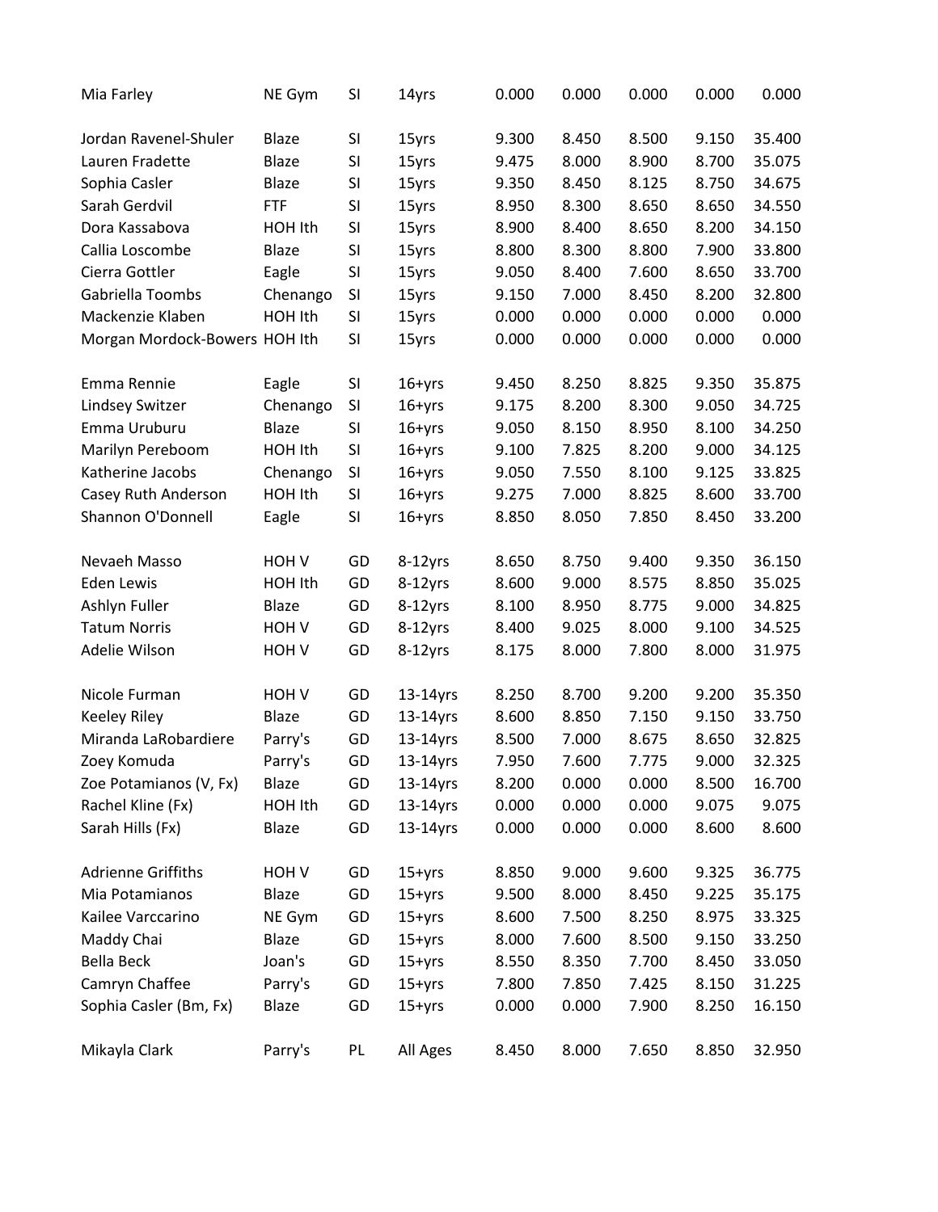| | | | | | | | | |
|---|---|---|---|---|---|---|---|---|
| Mia Farley | NE Gym | SI | 14yrs | 0.000 | 0.000 | 0.000 | 0.000 | 0.000 |
| | | | | | | | | |
| Jordan Ravenel-Shuler | Blaze | SI | 15yrs | 9.300 | 8.450 | 8.500 | 9.150 | 35.400 |
| Lauren Fradette | Blaze | SI | 15yrs | 9.475 | 8.000 | 8.900 | 8.700 | 35.075 |
| Sophia Casler | Blaze | SI | 15yrs | 9.350 | 8.450 | 8.125 | 8.750 | 34.675 |
| Sarah Gerdvil | FTF | SI | 15yrs | 8.950 | 8.300 | 8.650 | 8.650 | 34.550 |
| Dora Kassabova | HOH Ith | SI | 15yrs | 8.900 | 8.400 | 8.650 | 8.200 | 34.150 |
| Callia Loscombe | Blaze | SI | 15yrs | 8.800 | 8.300 | 8.800 | 7.900 | 33.800 |
| Cierra Gottler | Eagle | SI | 15yrs | 9.050 | 8.400 | 7.600 | 8.650 | 33.700 |
| Gabriella Toombs | Chenango | SI | 15yrs | 9.150 | 7.000 | 8.450 | 8.200 | 32.800 |
| Mackenzie Klaben | HOH Ith | SI | 15yrs | 0.000 | 0.000 | 0.000 | 0.000 | 0.000 |
| Morgan Mordock-Bowers | HOH Ith | SI | 15yrs | 0.000 | 0.000 | 0.000 | 0.000 | 0.000 |
| | | | | | | | | |
| Emma Rennie | Eagle | SI | 16+yrs | 9.450 | 8.250 | 8.825 | 9.350 | 35.875 |
| Lindsey Switzer | Chenango | SI | 16+yrs | 9.175 | 8.200 | 8.300 | 9.050 | 34.725 |
| Emma Uruburu | Blaze | SI | 16+yrs | 9.050 | 8.150 | 8.950 | 8.100 | 34.250 |
| Marilyn Pereboom | HOH Ith | SI | 16+yrs | 9.100 | 7.825 | 8.200 | 9.000 | 34.125 |
| Katherine Jacobs | Chenango | SI | 16+yrs | 9.050 | 7.550 | 8.100 | 9.125 | 33.825 |
| Casey Ruth Anderson | HOH Ith | SI | 16+yrs | 9.275 | 7.000 | 8.825 | 8.600 | 33.700 |
| Shannon O'Donnell | Eagle | SI | 16+yrs | 8.850 | 8.050 | 7.850 | 8.450 | 33.200 |
| | | | | | | | | |
| Nevaeh Masso | HOH V | GD | 8-12yrs | 8.650 | 8.750 | 9.400 | 9.350 | 36.150 |
| Eden Lewis | HOH Ith | GD | 8-12yrs | 8.600 | 9.000 | 8.575 | 8.850 | 35.025 |
| Ashlyn Fuller | Blaze | GD | 8-12yrs | 8.100 | 8.950 | 8.775 | 9.000 | 34.825 |
| Tatum Norris | HOH V | GD | 8-12yrs | 8.400 | 9.025 | 8.000 | 9.100 | 34.525 |
| Adelie Wilson | HOH V | GD | 8-12yrs | 8.175 | 8.000 | 7.800 | 8.000 | 31.975 |
| | | | | | | | | |
| Nicole Furman | HOH V | GD | 13-14yrs | 8.250 | 8.700 | 9.200 | 9.200 | 35.350 |
| Keeley Riley | Blaze | GD | 13-14yrs | 8.600 | 8.850 | 7.150 | 9.150 | 33.750 |
| Miranda LaRobardiere | Parry's | GD | 13-14yrs | 8.500 | 7.000 | 8.675 | 8.650 | 32.825 |
| Zoey Komuda | Parry's | GD | 13-14yrs | 7.950 | 7.600 | 7.775 | 9.000 | 32.325 |
| Zoe Potamianos (V, Fx) | Blaze | GD | 13-14yrs | 8.200 | 0.000 | 0.000 | 8.500 | 16.700 |
| Rachel Kline (Fx) | HOH Ith | GD | 13-14yrs | 0.000 | 0.000 | 0.000 | 9.075 | 9.075 |
| Sarah Hills (Fx) | Blaze | GD | 13-14yrs | 0.000 | 0.000 | 0.000 | 8.600 | 8.600 |
| | | | | | | | | |
| Adrienne Griffiths | HOH V | GD | 15+yrs | 8.850 | 9.000 | 9.600 | 9.325 | 36.775 |
| Mia Potamianos | Blaze | GD | 15+yrs | 9.500 | 8.000 | 8.450 | 9.225 | 35.175 |
| Kailee Varccarino | NE Gym | GD | 15+yrs | 8.600 | 7.500 | 8.250 | 8.975 | 33.325 |
| Maddy Chai | Blaze | GD | 15+yrs | 8.000 | 7.600 | 8.500 | 9.150 | 33.250 |
| Bella Beck | Joan's | GD | 15+yrs | 8.550 | 8.350 | 7.700 | 8.450 | 33.050 |
| Camryn Chaffee | Parry's | GD | 15+yrs | 7.800 | 7.850 | 7.425 | 8.150 | 31.225 |
| Sophia Casler (Bm, Fx) | Blaze | GD | 15+yrs | 0.000 | 0.000 | 7.900 | 8.250 | 16.150 |
| | | | | | | | | |
| Mikayla Clark | Parry's | PL | All Ages | 8.450 | 8.000 | 7.650 | 8.850 | 32.950 |